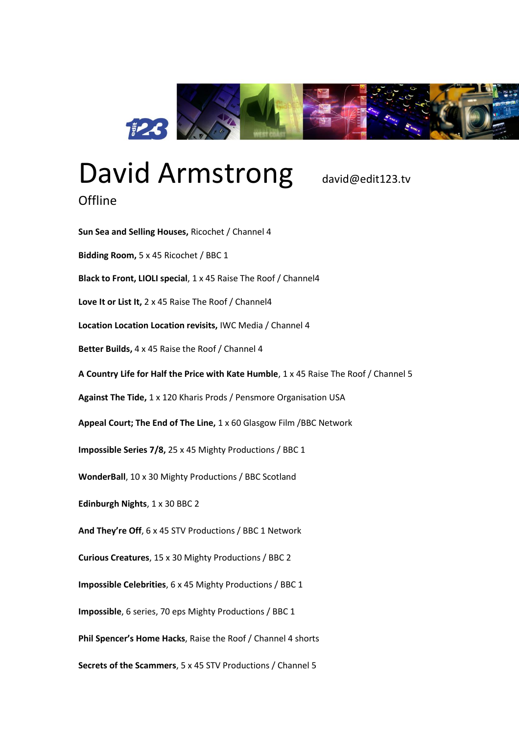# David Armstrong

david@edit123.tv

## Offline

**Sun Sea and Selling Houses,** Ricochet / Channel 4

**Bidding Room,** 5 x 45 Ricochet / BBC 1

**Black to Front, LIOLI special**, 1 x 45 Raise The Roof / Channel4

**Love It or List It,** 2 x 45 Raise The Roof / Channel4

**Location Location Location revisits,** IWC Media / Channel 4

**Better Builds,** 4 x 45 Raise the Roof / Channel 4

**A Country Life for Half the Price with Kate Humble**, 1 x 45 Raise The Roof / Channel 5

**Against The Tide,** 1 x 120 Kharis Prods / Pensmore Organisation USA

**Appeal Court; The End of The Line,** 1 x 60 Glasgow Film /BBC Network

**Impossible Series 7/8,** 25 x 45 Mighty Productions / BBC 1

**WonderBall**, 10 x 30 Mighty Productions / BBC Scotland

**Edinburgh Nights**, 1 x 30 BBC 2

**And They're Off**, 6 x 45 STV Productions / BBC 1 Network

**Curious Creatures**, 15 x 30 Mighty Productions / BBC 2

**Impossible Celebrities**, 6 x 45 Mighty Productions / BBC 1

**Impossible**, 6 series, 70 eps Mighty Productions / BBC 1

**Phil Spencer's Home Hacks**, Raise the Roof / Channel 4 shorts

**Secrets of the Scammers**, 5 x 45 STV Productions / Channel 5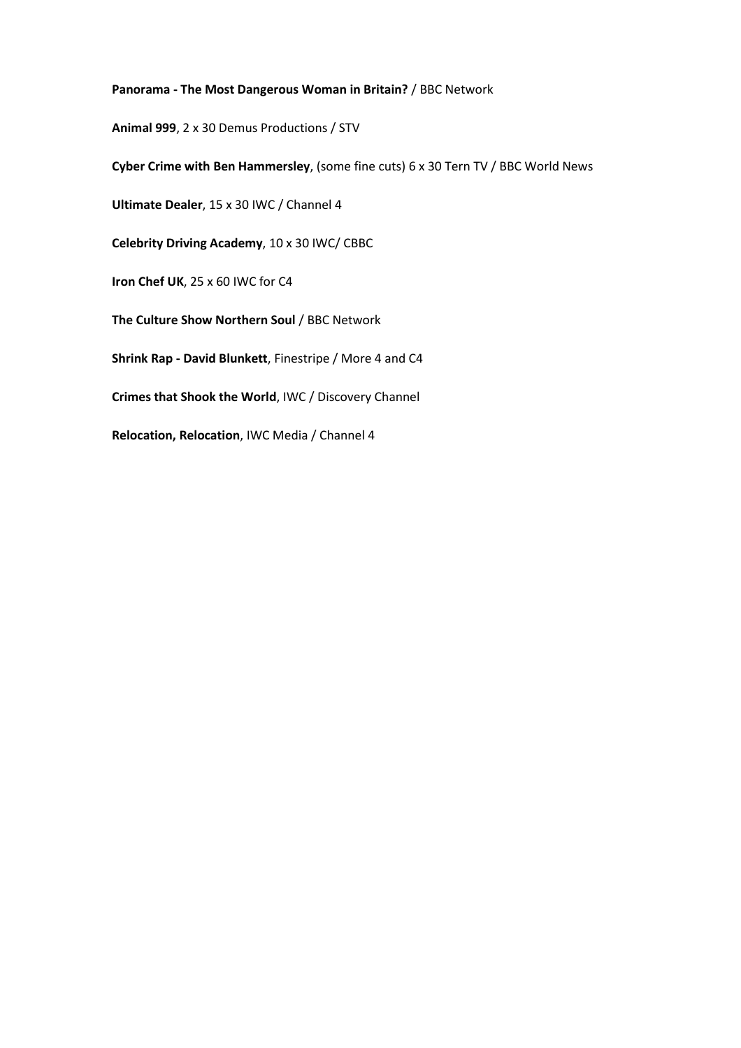**Panorama - The Most Dangerous Woman in Britain?** / BBC Network

**Animal 999**, 2 x 30 Demus Productions / STV

**Cyber Crime with Ben Hammersley**, (some fine cuts) 6 x 30 Tern TV / BBC World News

**Ultimate Dealer**, 15 x 30 IWC / Channel 4

**Celebrity Driving Academy**, 10 x 30 IWC/ CBBC

**Iron Chef UK**, 25 x 60 IWC for C4

**The Culture Show Northern Soul** / BBC Network

**Shrink Rap - David Blunkett**, Finestripe / More 4 and C4

**Crimes that Shook the World**, IWC / Discovery Channel

**Relocation, Relocation**, IWC Media / Channel 4